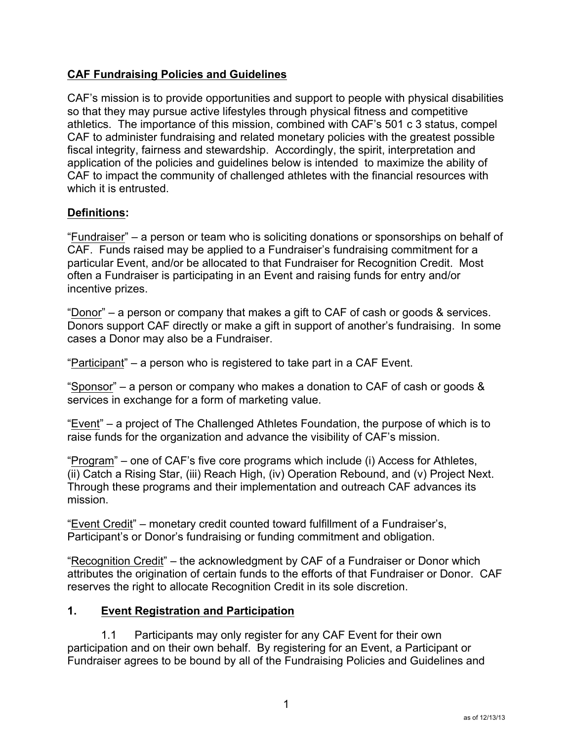## CAF Fundraising Policies and Guidelines

CAF's mission is to provide opportunities and support to people with physical disabilities so that they may pursue active lifestyles through physical fitness and competitive athletics. The importance of this mission, combined with CAF's 501 c 3 status, compel CAF to administer fundraising and related monetary policies with the greatest possible fiscal integrity, fairness and stewardship. Accordingly, the spirit, interpretation and application of the policies and guidelines below is intended to maximize the ability of CAF to impact the community of challenged athletes with the financial resources with which it is entrusted.

### Definitions:

"Fundraiser" – a person or team who is soliciting donations or sponsorships on behalf of CAF. Funds raised may be applied to a Fundraiser's fundraising commitment for a particular Event, and/or be allocated to that Fundraiser for Recognition Credit. Most often a Fundraiser is participating in an Event and raising funds for entry and/or incentive prizes.

"Donor" – a person or company that makes a gift to CAF of cash or goods & services. Donors support CAF directly or make a gift in support of another's fundraising. In some cases a Donor may also be a Fundraiser.

"Participant" – a person who is registered to take part in a CAF Event.

"Sponsor" – a person or company who makes a donation to CAF of cash or goods & services in exchange for a form of marketing value.

"Event" – a project of The Challenged Athletes Foundation, the purpose of which is to raise funds for the organization and advance the visibility of CAF's mission.

"Program" – one of CAF's five core programs which include (i) Access for Athletes, (ii) Catch a Rising Star, (iii) Reach High, (iv) Operation Rebound, and (v) Project Next. Through these programs and their implementation and outreach CAF advances its mission.

"Event Credit" – monetary credit counted toward fulfillment of a Fundraiser's, Participant's or Donor's fundraising or funding commitment and obligation.

"Recognition Credit" – the acknowledgment by CAF of a Fundraiser or Donor which attributes the origination of certain funds to the efforts of that Fundraiser or Donor. CAF reserves the right to allocate Recognition Credit in its sole discretion.

### 1. Event Registration and Participation

1.1 Participants may only register for any CAF Event for their own participation and on their own behalf. By registering for an Event, a Participant or Fundraiser agrees to be bound by all of the Fundraising Policies and Guidelines and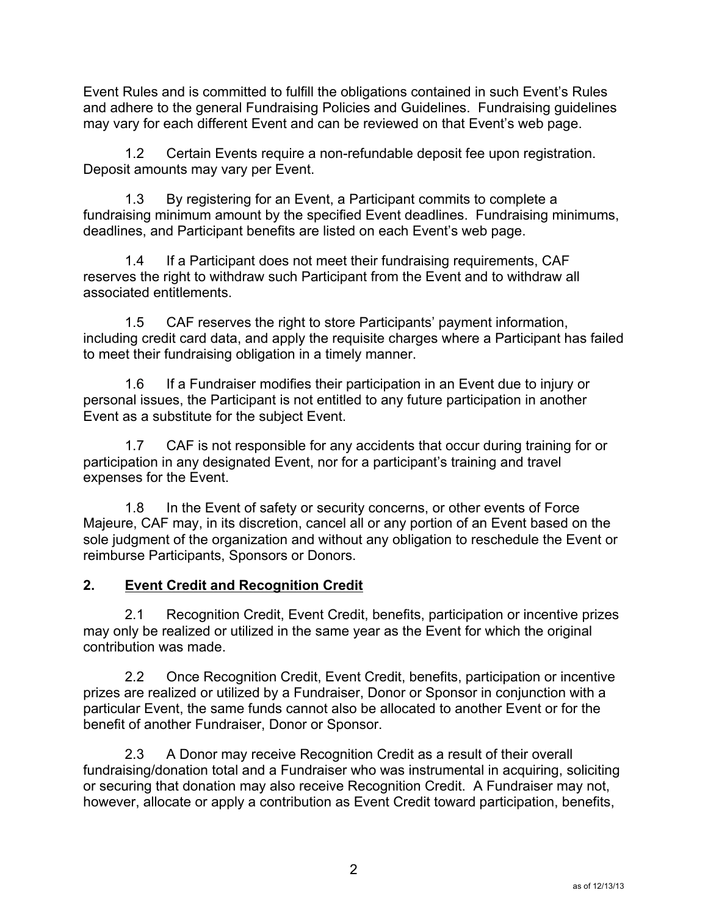Event Rules and is committed to fulfill the obligations contained in such Event's Rules and adhere to the general Fundraising Policies and Guidelines. Fundraising guidelines may vary for each different Event and can be reviewed on that Event's web page.

1.2 Certain Events require a non-refundable deposit fee upon registration. Deposit amounts may vary per Event.

1.3 By registering for an Event, a Participant commits to complete a fundraising minimum amount by the specified Event deadlines. Fundraising minimums, deadlines, and Participant benefits are listed on each Event's web page.

1.4 If a Participant does not meet their fundraising requirements, CAF reserves the right to withdraw such Participant from the Event and to withdraw all associated entitlements.

1.5 CAF reserves the right to store Participants' payment information, including credit card data, and apply the requisite charges where a Participant has failed to meet their fundraising obligation in a timely manner.

1.6 If a Fundraiser modifies their participation in an Event due to injury or personal issues, the Participant is not entitled to any future participation in another Event as a substitute for the subject Event.

1.7 CAF is not responsible for any accidents that occur during training for or participation in any designated Event, nor for a participant's training and travel expenses for the Event.

1.8 In the Event of safety or security concerns, or other events of Force Majeure, CAF may, in its discretion, cancel all or any portion of an Event based on the sole judgment of the organization and without any obligation to reschedule the Event or reimburse Participants, Sponsors or Donors.

## 2. Event Credit and Recognition Credit

2.1 Recognition Credit, Event Credit, benefits, participation or incentive prizes may only be realized or utilized in the same year as the Event for which the original contribution was made.

2.2 Once Recognition Credit, Event Credit, benefits, participation or incentive prizes are realized or utilized by a Fundraiser, Donor or Sponsor in conjunction with a particular Event, the same funds cannot also be allocated to another Event or for the benefit of another Fundraiser, Donor or Sponsor.

2.3 A Donor may receive Recognition Credit as a result of their overall fundraising/donation total and a Fundraiser who was instrumental in acquiring, soliciting or securing that donation may also receive Recognition Credit. A Fundraiser may not, however, allocate or apply a contribution as Event Credit toward participation, benefits,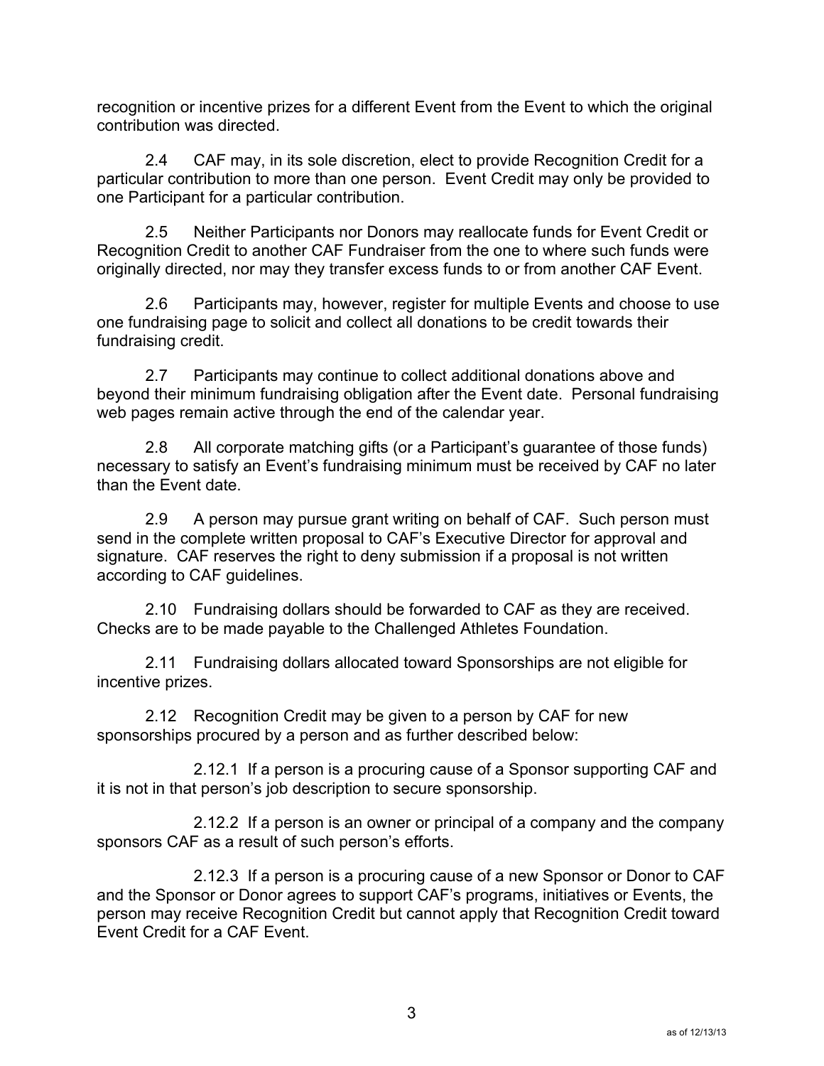recognition or incentive prizes for a different Event from the Event to which the original contribution was directed.

2.4 CAF may, in its sole discretion, elect to provide Recognition Credit for a particular contribution to more than one person. Event Credit may only be provided to one Participant for a particular contribution.

2.5 Neither Participants nor Donors may reallocate funds for Event Credit or Recognition Credit to another CAF Fundraiser from the one to where such funds were originally directed, nor may they transfer excess funds to or from another CAF Event.

2.6 Participants may, however, register for multiple Events and choose to use one fundraising page to solicit and collect all donations to be credit towards their fundraising credit.

2.7 Participants may continue to collect additional donations above and beyond their minimum fundraising obligation after the Event date. Personal fundraising web pages remain active through the end of the calendar year.

2.8 All corporate matching gifts (or a Participant's guarantee of those funds) necessary to satisfy an Event's fundraising minimum must be received by CAF no later than the Event date.

2.9 A person may pursue grant writing on behalf of CAF. Such person must send in the complete written proposal to CAF's Executive Director for approval and signature. CAF reserves the right to deny submission if a proposal is not written according to CAF guidelines.

2.10 Fundraising dollars should be forwarded to CAF as they are received. Checks are to be made payable to the Challenged Athletes Foundation.

2.11 Fundraising dollars allocated toward Sponsorships are not eligible for incentive prizes.

2.12 Recognition Credit may be given to a person by CAF for new sponsorships procured by a person and as further described below:

2.12.1 If a person is a procuring cause of a Sponsor supporting CAF and it is not in that person's job description to secure sponsorship.

2.12.2 If a person is an owner or principal of a company and the company sponsors CAF as a result of such person's efforts.

2.12.3 If a person is a procuring cause of a new Sponsor or Donor to CAF and the Sponsor or Donor agrees to support CAF's programs, initiatives or Events, the person may receive Recognition Credit but cannot apply that Recognition Credit toward Event Credit for a CAF Event.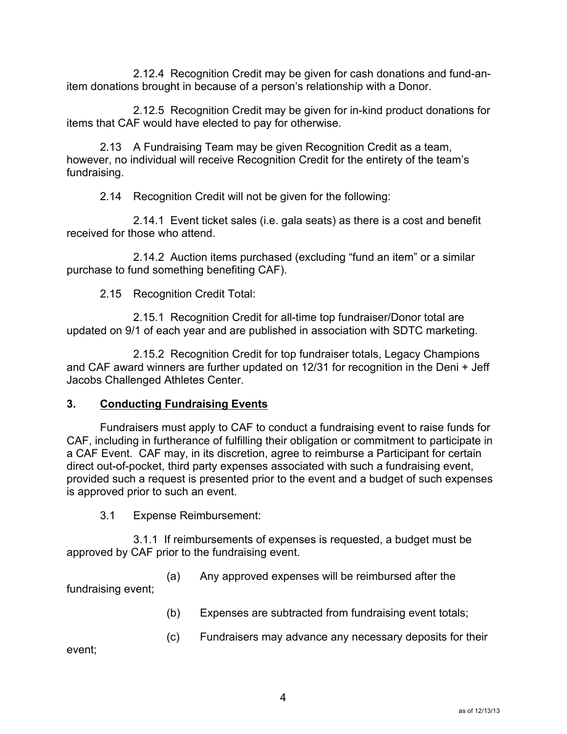2.12.4 Recognition Credit may be given for cash donations and fund-an-item donations brought in because of a person's relationship with a Donor.

2.12.5 Recognition Credit may be given for in-kind product donations for items that CAF would have elected to pay for otherwise.

2.13 A Fundraising Team may be given Recognition Credit as a team, however, no individual will receive Recognition Credit for the entirety of the team's fundraising.

2.14 Recognition Credit will not be given for the following:

2.14.1 Event ticket sales (i.e. gala seats) as there is a cost and benefit received for those who attend.

2.14.2 Auction items purchased (excluding "fund an item" or a similar purchase to fund something benefiting CAF).

2.15 Recognition Credit Total:

2.15.1 Recognition Credit for all-time top fundraiser/Donor total are updated on 9/1 of each year and are published in association with SDTC marketing.

2.15.2 Recognition Credit for top fundraiser totals, Legacy Champions and CAF award winners are further updated on 12/31 for recognition in the Deni + Jeff Jacobs Challenged Athletes Center.

## 3. Conducting Fundraising Events

Fundraisers must apply to CAF to conduct a fundraising event to raise funds for CAF, including in furtherance of fulfilling their obligation or commitment to participate in a CAF Event. CAF may, in its discretion, agree to reimburse a Participant for certain direct out-of-pocket, third party expenses associated with such a fundraising event, provided such a request is presented prior to the event and a budget of such expenses is approved prior to such an event.

3.1 Expense Reimbursement:

3.1.1 If reimbursements of expenses is requested, a budget must be approved by CAF prior to the fundraising event.

(a) Any approved expenses will be reimbursed after the fundraising event;

(b) Expenses are subtracted from fundraising event totals;

(c) Fundraisers may advance any necessary deposits for their event;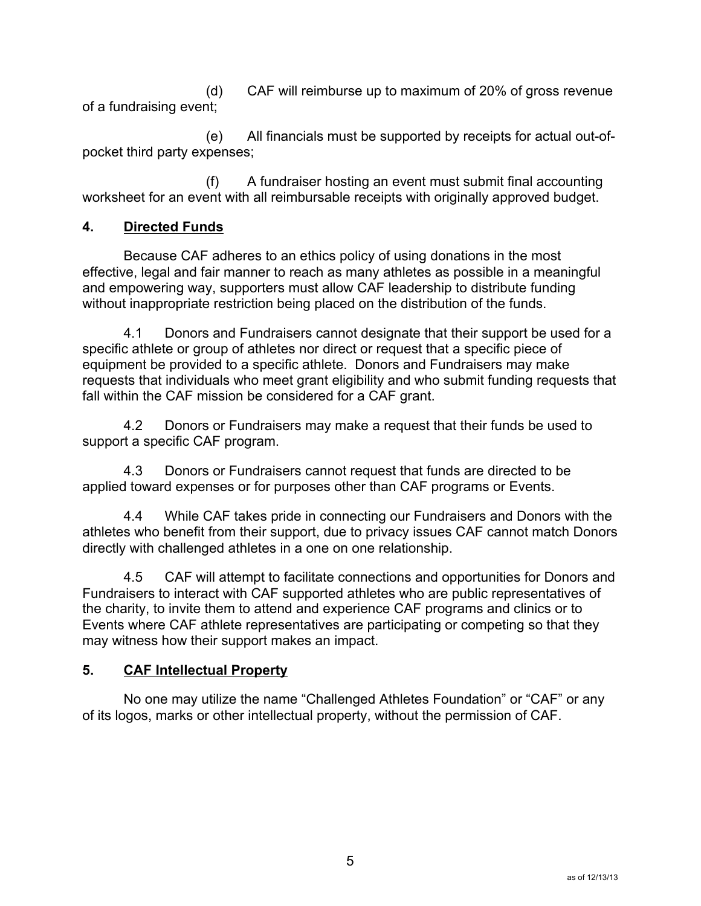(d) CAF will reimburse up to maximum of 20% of gross revenue of a fundraising event;

(e) All financials must be supported by receipts for actual out-of-pocket third party expenses;

(f) A fundraiser hosting an event must submit final accounting worksheet for an event with all reimbursable receipts with originally approved budget.

## 4. Directed Funds

Because CAF adheres to an ethics policy of using donations in the most effective, legal and fair manner to reach as many athletes as possible in a meaningful and empowering way, supporters must allow CAF leadership to distribute funding without inappropriate restriction being placed on the distribution of the funds.

4.1 Donors and Fundraisers cannot designate that their support be used for a specific athlete or group of athletes nor direct or request that a specific piece of equipment be provided to a specific athlete. Donors and Fundraisers may make requests that individuals who meet grant eligibility and who submit funding requests that fall within the CAF mission be considered for a CAF grant.

4.2 Donors or Fundraisers may make a request that their funds be used to support a specific CAF program.

4.3 Donors or Fundraisers cannot request that funds are directed to be applied toward expenses or for purposes other than CAF programs or Events.

4.4 While CAF takes pride in connecting our Fundraisers and Donors with the athletes who benefit from their support, due to privacy issues CAF cannot match Donors directly with challenged athletes in a one on one relationship.

4.5 CAF will attempt to facilitate connections and opportunities for Donors and Fundraisers to interact with CAF supported athletes who are public representatives of the charity, to invite them to attend and experience CAF programs and clinics or to Events where CAF athlete representatives are participating or competing so that they may witness how their support makes an impact.

## 5. CAF Intellectual Property

No one may utilize the name "Challenged Athletes Foundation" or "CAF" or any of its logos, marks or other intellectual property, without the permission of CAF.